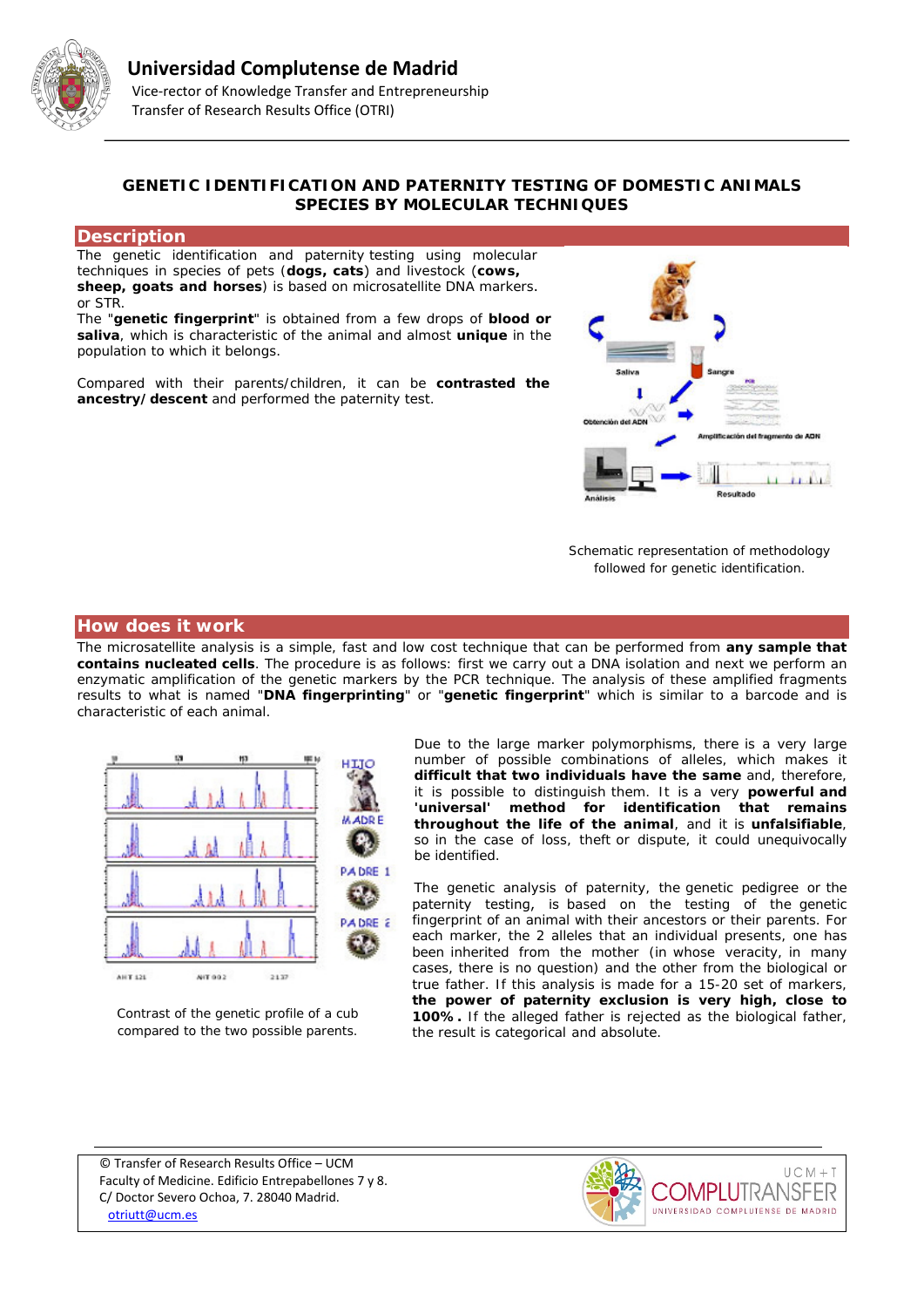**Universidad Complutense de Madrid**
Vice-rector of Knowledge Transfer and Entrepreneurship
Transfer of Research Results Office (OTRI)

# GENETIC IDENTIFICATION AND PATERNITY TESTING OF DOMESTIC ANIMALS SPECIES BY MOLECULAR TECHNIQUES

## Description

The genetic identification and paternity testing using molecular techniques in species of pets (**dogs, cats**) and livestock (**cows, sheep, goats and horses**) is based on microsatellite DNA markers. or STR.

The "**genetic fingerprint**" is obtained from a few drops of **blood or saliva**, which is characteristic of the animal and almost **unique** in the population to which it belongs.

Compared with their parents/children, it can be **contrasted the ancestry/descent** and performed the paternity test.

Schematic representation of methodology followed for genetic identification.

## How does it work

The microsatellite analysis is a simple, fast and low cost technique that can be performed from **any sample that contains nucleated cells**. The procedure is as follows: first we carry out a DNA isolation and next we perform an enzymatic amplification of the genetic markers by the PCR technique. The analysis of these amplified fragments results to what is named "**DNA fingerprinting**" or "**genetic fingerprint**" which is similar to a barcode and is characteristic of each animal.

Contrast of the genetic profile of a cub compared to the two possible parents.

Due to the large marker polymorphisms, there is a very large number of possible combinations of alleles, which makes it **difficult that two individuals have the same** and, therefore, it is possible to distinguish them. It is a very **powerful and 'universal' method for identification that remains throughout the life of the animal**, and it is **unfalsifiable**, so in the case of loss, theft or dispute, it could unequivocally be identified.

The genetic analysis of paternity, the genetic pedigree or the paternity testing, is based on the testing of the genetic fingerprint of an animal with their ancestors or their parents. For each marker, the 2 alleles that an individual presents, one has been inherited from the mother (in whose veracity, in many cases, there is no question) and the other from the biological or true father. If this analysis is made for a 15-20 set of markers, **the power of paternity exclusion is very high, close to 100%.** If the alleged father is rejected as the biological father, the result is categorical and absolute.

© Transfer of Research Results Office – UCM
Faculty of Medicine. Edificio Entrepabellones 7 y 8.
C/ Doctor Severo Ochoa, 7. 28040 Madrid.
otriutt@ucm.es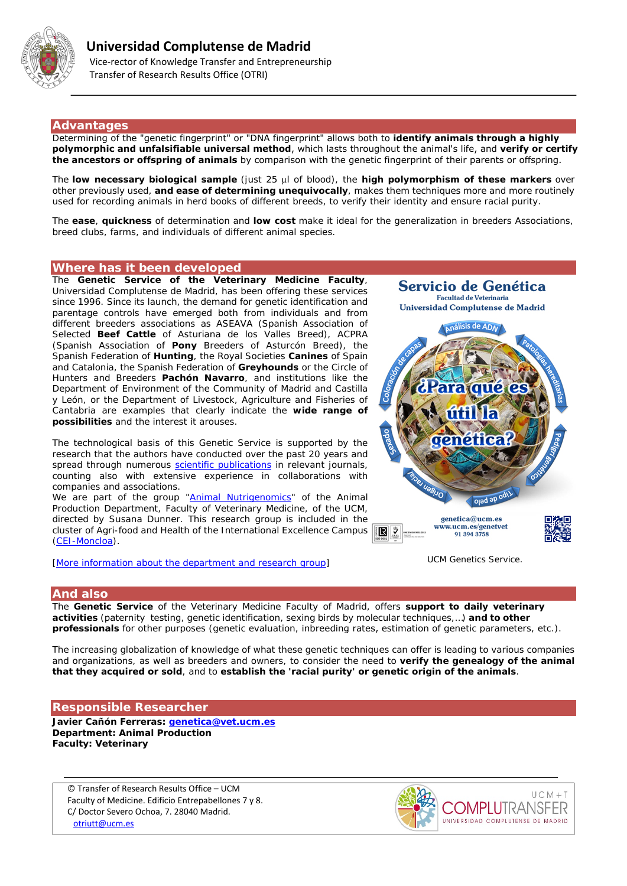## Advantages

Determining of the "genetic fingerprint" or "DNA fingerprint" allows both to **identify animals through a highly polymorphic and unfalsifiable universal method**, which lasts throughout the animal's life, and **verify or certify the ancestors or offspring of animals** by comparison with the genetic fingerprint of their parents or offspring.

The **low necessary biological sample** (just 25 µl of blood), the **high polymorphism of these markers** over other previously used, **and ease of determining unequivocally**, makes them techniques more and more routinely used for recording animals in herd books of different breeds, to verify their identity and ensure racial purity.

The **ease**, **quickness** of determination and **low cost** make it ideal for the generalization in breeders Associations, breed clubs, farms, and individuals of different animal species.

## Where has it been developed

The **Genetic Service of the Veterinary Medicine Faculty**, Universidad Complutense de Madrid, has been offering these services since 1996. Since its launch, the demand for genetic identification and parentage controls have emerged both from individuals and from different breeders associations as ASEAVA (Spanish Association of Selected **Beef Cattle** of Asturiana de los Valles Breed), ACPRA (Spanish Association of **Pony** Breeders of Asturcón Breed), the Spanish Federation of **Hunting**, the Royal Societies **Canines** of Spain and Catalonia, the Spanish Federation of **Greyhounds** or the Circle of Hunters and Breeders **Pachón Navarro**, and institutions like the Department of Environment of the Community of Madrid and Castilla y León, or the Department of Livestock, Agriculture and Fisheries of Cantabria are examples that clearly indicate the **wide range of possibilities** and the interest it arouses.

The technological basis of this Genetic Service is supported by the research that the authors have conducted over the past 20 years and spread through numerous scientific publications in relevant journals, counting also with extensive experience in collaborations with companies and associations.

We are part of the group "Animal Nutrigenomics" of the Animal Production Department, Faculty of Veterinary Medicine, of the UCM, directed by Susana Dunner. This research group is included in the cluster of Agri-food and Health of the International Excellence Campus (CEI-Moncloa).

[More information about the department and research group]

UCM Genetics Service.

## And also

The **Genetic Service** of the Veterinary Medicine Faculty of Madrid, offers **support to daily veterinary activities** (paternity testing, genetic identification, sexing birds by molecular techniques,...) **and to other professionals** for other purposes (genetic evaluation, inbreeding rates, estimation of genetic parameters, etc.).

The increasing globalization of knowledge of what these genetic techniques can offer is leading to various companies and organizations, as well as breeders and owners, to consider the need to **verify the genealogy of the animal that they acquired or sold**, and to **establish the 'racial purity' or genetic origin of the animals**.

## Responsible Researcher

**Javier Cañón Ferreras: genetica@vet.ucm.es**
**Department: Animal Production**
**Faculty: Veterinary**

© Transfer of Research Results Office – UCM
Faculty of Medicine. Edificio Entrepabellones 7 y 8.
C/ Doctor Severo Ochoa, 7. 28040 Madrid.
otriutt@ucm.es